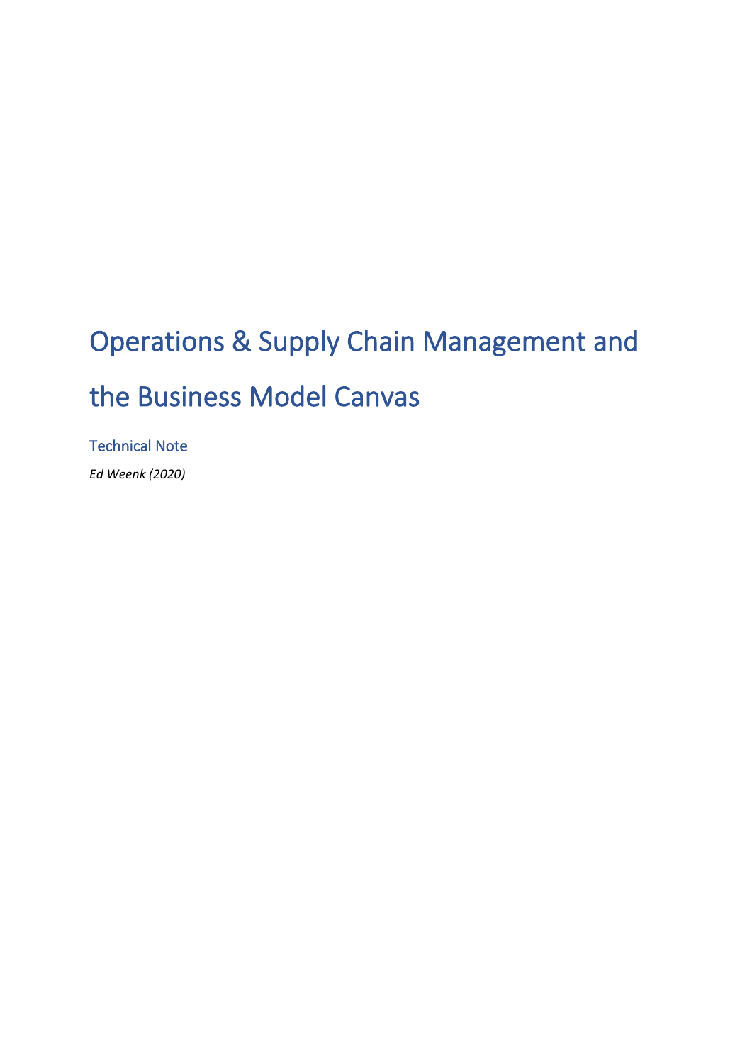# Operations & Supply Chain Management and the Business Model Canvas

## Technical Note

*Ed Weenk (2020)*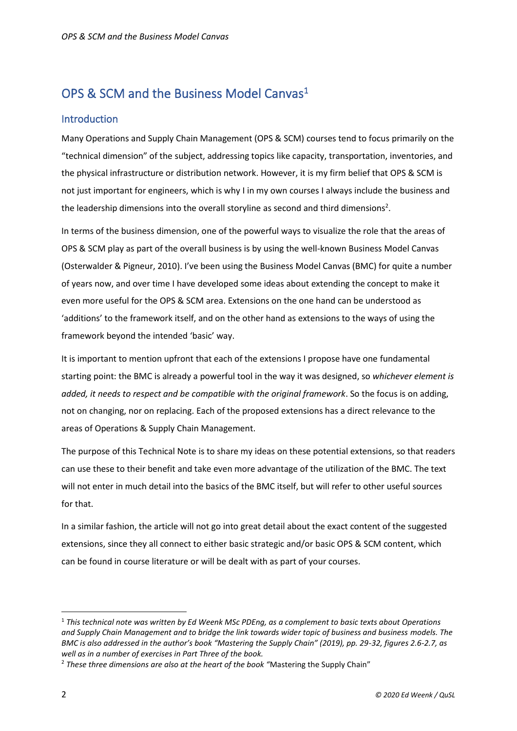# OPS & SCM and the Business Model Canvas[1]

## Introduction

Many Operations and Supply Chain Management (OPS & SCM) courses tend to focus primarily on the "technical dimension" of the subject, addressing topics like capacity, transportation, inventories, and the physical infrastructure or distribution network. However, it is my firm belief that OPS & SCM is not just important for engineers, which is why I in my own courses I always include the business and the leadership dimensions into the overall storyline as second and third dimensions[2].

In terms of the business dimension, one of the powerful ways to visualize the role that the areas of OPS & SCM play as part of the overall business is by using the well-known Business Model Canvas (Osterwalder & Pigneur, 2010). I've been using the Business Model Canvas (BMC) for quite a number of years now, and over time I have developed some ideas about extending the concept to make it even more useful for the OPS & SCM area. Extensions on the one hand can be understood as 'additions' to the framework itself, and on the other hand as extensions to the ways of using the framework beyond the intended 'basic' way.

It is important to mention upfront that each of the extensions I propose have one fundamental starting point: the BMC is already a powerful tool in the way it was designed, so *whichever element is added, it needs to respect and be compatible with the original framework*. So the focus is on adding, not on changing, nor on replacing. Each of the proposed extensions has a direct relevance to the areas of Operations & Supply Chain Management.

The purpose of this Technical Note is to share my ideas on these potential extensions, so that readers can use these to their benefit and take even more advantage of the utilization of the BMC. The text will not enter in much detail into the basics of the BMC itself, but will refer to other useful sources for that.

In a similar fashion, the article will not go into great detail about the exact content of the suggested extensions, since they all connect to either basic strategic and/or basic OPS & SCM content, which can be found in course literature or will be dealt with as part of your courses.

---

[1] *This technical note was written by Ed Weenk MSc PDEng, as a complement to basic texts about Operations and Supply Chain Management and to bridge the link towards wider topic of business and business models. The BMC is also addressed in the author's book "Mastering the Supply Chain" (2019), pp. 29-32, figures 2.6-2.7, as well as in a number of exercises in Part Three of the book.*

[2] *These three dimensions are also at the heart of the book "*Mastering the Supply Chain"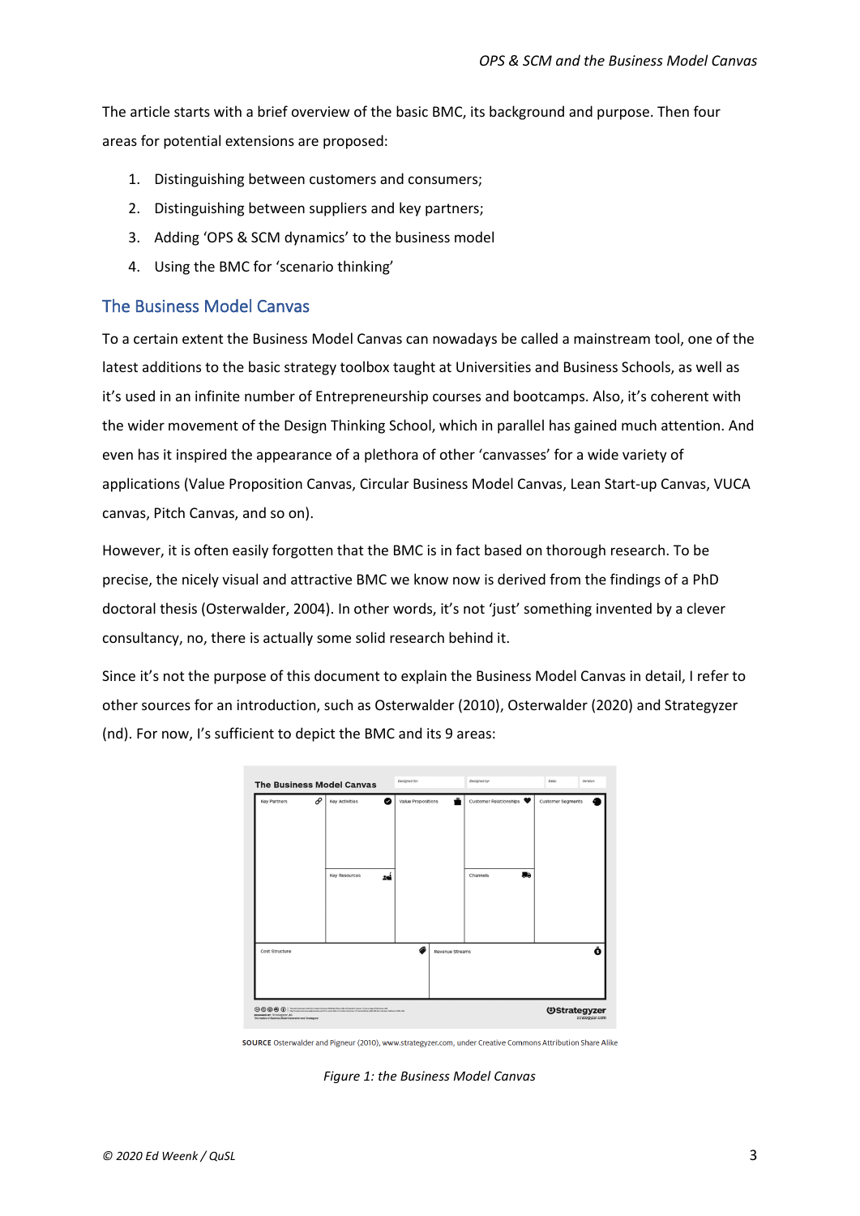The article starts with a brief overview of the basic BMC, its background and purpose. Then four areas for potential extensions are proposed:

1. Distinguishing between customers and consumers;
2. Distinguishing between suppliers and key partners;
3. Adding 'OPS & SCM dynamics' to the business model
4. Using the BMC for 'scenario thinking'

## The Business Model Canvas

To a certain extent the Business Model Canvas can nowadays be called a mainstream tool, one of the latest additions to the basic strategy toolbox taught at Universities and Business Schools, as well as it's used in an infinite number of Entrepreneurship courses and bootcamps. Also, it's coherent with the wider movement of the Design Thinking School, which in parallel has gained much attention. And even has it inspired the appearance of a plethora of other 'canvasses' for a wide variety of applications (Value Proposition Canvas, Circular Business Model Canvas, Lean Start-up Canvas, VUCA canvas, Pitch Canvas, and so on).

However, it is often easily forgotten that the BMC is in fact based on thorough research. To be precise, the nicely visual and attractive BMC we know now is derived from the findings of a PhD doctoral thesis (Osterwalder, 2004). In other words, it's not 'just' something invented by a clever consultancy, no, there is actually some solid research behind it.

Since it's not the purpose of this document to explain the Business Model Canvas in detail, I refer to other sources for an introduction, such as Osterwalder (2010), Osterwalder (2020) and Strategyzer (nd). For now, I's sufficient to depict the BMC and its 9 areas:

| The Business Model Canvas | | | | |
|---|---|---|---|---|
| Key Partners | Key Activities / Key Resources | Value Propositions | Customer Relationships / Channels | Customer Segments |
| Cost Structure | | Revenue Streams | | |

**SOURCE** Osterwalder and Pigneur (2010), www.strategyzer.com, under Creative Commons Attribution Share Alike

*Figure 1: the Business Model Canvas*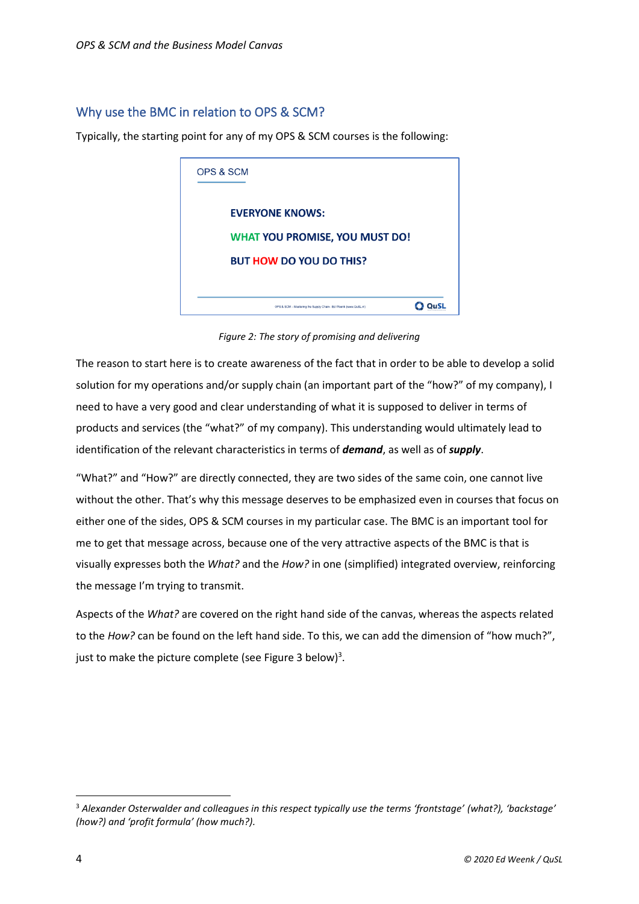## Why use the BMC in relation to OPS & SCM?

Typically, the starting point for any of my OPS & SCM courses is the following:

OPS & SCM

EVERYONE KNOWS:

WHAT YOU PROMISE, YOU MUST DO!

BUT HOW DO YOU DO THIS?

*Figure 2: The story of promising and delivering*

The reason to start here is to create awareness of the fact that in order to be able to develop a solid solution for my operations and/or supply chain (an important part of the "how?" of my company), I need to have a very good and clear understanding of what it is supposed to deliver in terms of products and services (the "what?" of my company). This understanding would ultimately lead to identification of the relevant characteristics in terms of ***demand***, as well as of ***supply***.

"What?" and "How?" are directly connected, they are two sides of the same coin, one cannot live without the other. That's why this message deserves to be emphasized even in courses that focus on either one of the sides, OPS & SCM courses in my particular case. The BMC is an important tool for me to get that message across, because one of the very attractive aspects of the BMC is that is visually expresses both the *What?* and the *How?* in one (simplified) integrated overview, reinforcing the message I'm trying to transmit.

Aspects of the *What?* are covered on the right hand side of the canvas, whereas the aspects related to the *How?* can be found on the left hand side. To this, we can add the dimension of "how much?", just to make the picture complete (see Figure 3 below)[3].

---

[3] *Alexander Osterwalder and colleagues in this respect typically use the terms 'frontstage' (what?), 'backstage' (how?) and 'profit formula' (how much?).*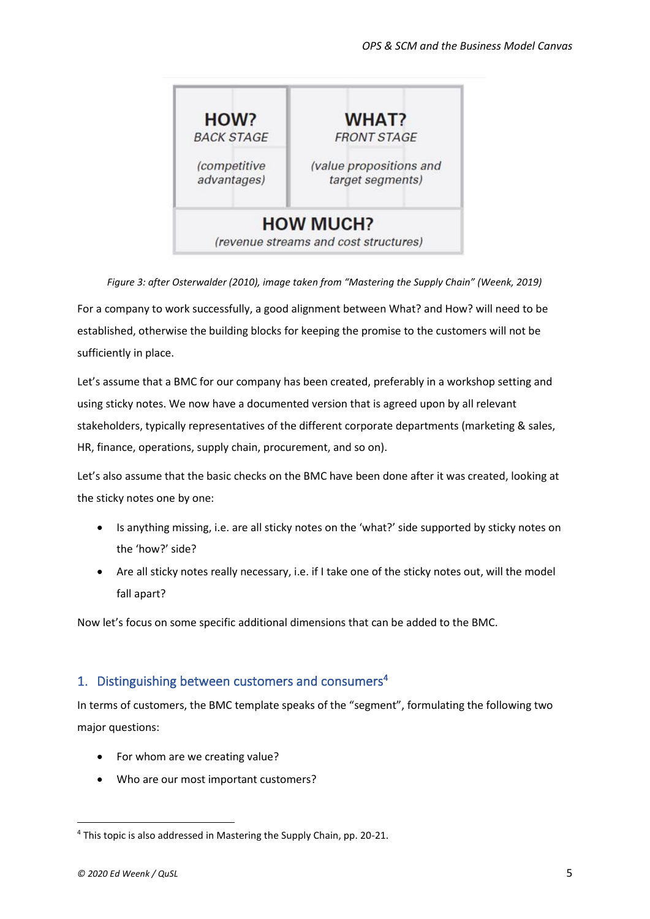| HOW? BACK STAGE (competitive advantages) | WHAT? FRONT STAGE (value propositions and target segments) |
| --- | --- |
| HOW MUCH? (revenue streams and cost structures) | |

*Figure 3: after Osterwalder (2010), image taken from "Mastering the Supply Chain" (Weenk, 2019)*

For a company to work successfully, a good alignment between What? and How? will need to be established, otherwise the building blocks for keeping the promise to the customers will not be sufficiently in place.

Let's assume that a BMC for our company has been created, preferably in a workshop setting and using sticky notes. We now have a documented version that is agreed upon by all relevant stakeholders, typically representatives of the different corporate departments (marketing & sales, HR, finance, operations, supply chain, procurement, and so on).

Let's also assume that the basic checks on the BMC have been done after it was created, looking at the sticky notes one by one:

- Is anything missing, i.e. are all sticky notes on the 'what?' side supported by sticky notes on the 'how?' side?
- Are all sticky notes really necessary, i.e. if I take one of the sticky notes out, will the model fall apart?

Now let's focus on some specific additional dimensions that can be added to the BMC.

## 1. Distinguishing between customers and consumers[4]

In terms of customers, the BMC template speaks of the "segment", formulating the following two major questions:

- For whom are we creating value?
- Who are our most important customers?

[4] This topic is also addressed in Mastering the Supply Chain, pp. 20-21.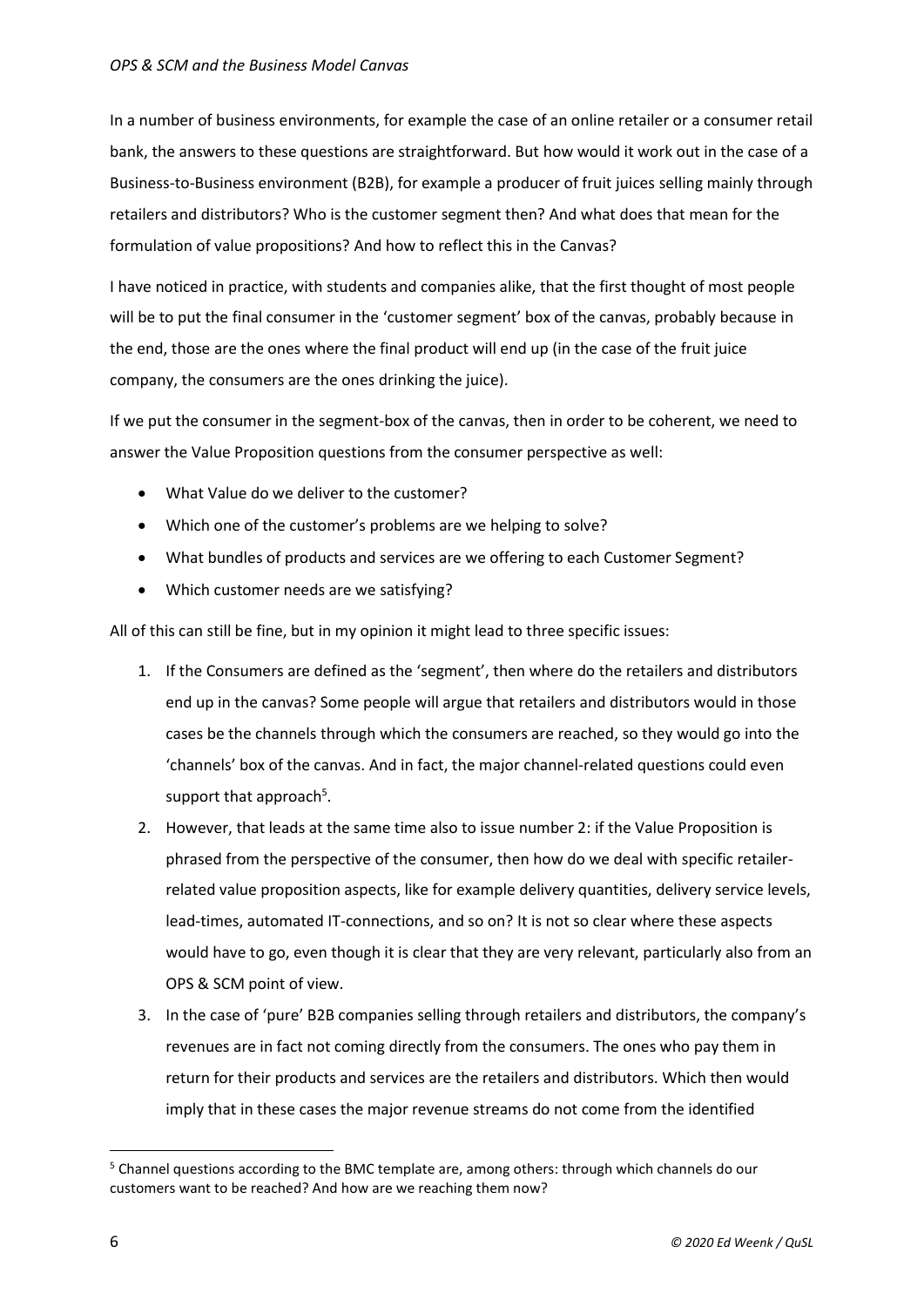In a number of business environments, for example the case of an online retailer or a consumer retail bank, the answers to these questions are straightforward. But how would it work out in the case of a Business-to-Business environment (B2B), for example a producer of fruit juices selling mainly through retailers and distributors? Who is the customer segment then? And what does that mean for the formulation of value propositions? And how to reflect this in the Canvas?

I have noticed in practice, with students and companies alike, that the first thought of most people will be to put the final consumer in the 'customer segment' box of the canvas, probably because in the end, those are the ones where the final product will end up (in the case of the fruit juice company, the consumers are the ones drinking the juice).

If we put the consumer in the segment-box of the canvas, then in order to be coherent, we need to answer the Value Proposition questions from the consumer perspective as well:

- What Value do we deliver to the customer?
- Which one of the customer's problems are we helping to solve?
- What bundles of products and services are we offering to each Customer Segment?
- Which customer needs are we satisfying?

All of this can still be fine, but in my opinion it might lead to three specific issues:

1. If the Consumers are defined as the 'segment', then where do the retailers and distributors end up in the canvas? Some people will argue that retailers and distributors would in those cases be the channels through which the consumers are reached, so they would go into the 'channels' box of the canvas. And in fact, the major channel-related questions could even support that approach[5].
2. However, that leads at the same time also to issue number 2: if the Value Proposition is phrased from the perspective of the consumer, then how do we deal with specific retailer-related value proposition aspects, like for example delivery quantities, delivery service levels, lead-times, automated IT-connections, and so on? It is not so clear where these aspects would have to go, even though it is clear that they are very relevant, particularly also from an OPS & SCM point of view.
3. In the case of 'pure' B2B companies selling through retailers and distributors, the company's revenues are in fact not coming directly from the consumers. The ones who pay them in return for their products and services are the retailers and distributors. Which then would imply that in these cases the major revenue streams do not come from the identified

---

[5] Channel questions according to the BMC template are, among others: through which channels do our customers want to be reached? And how are we reaching them now?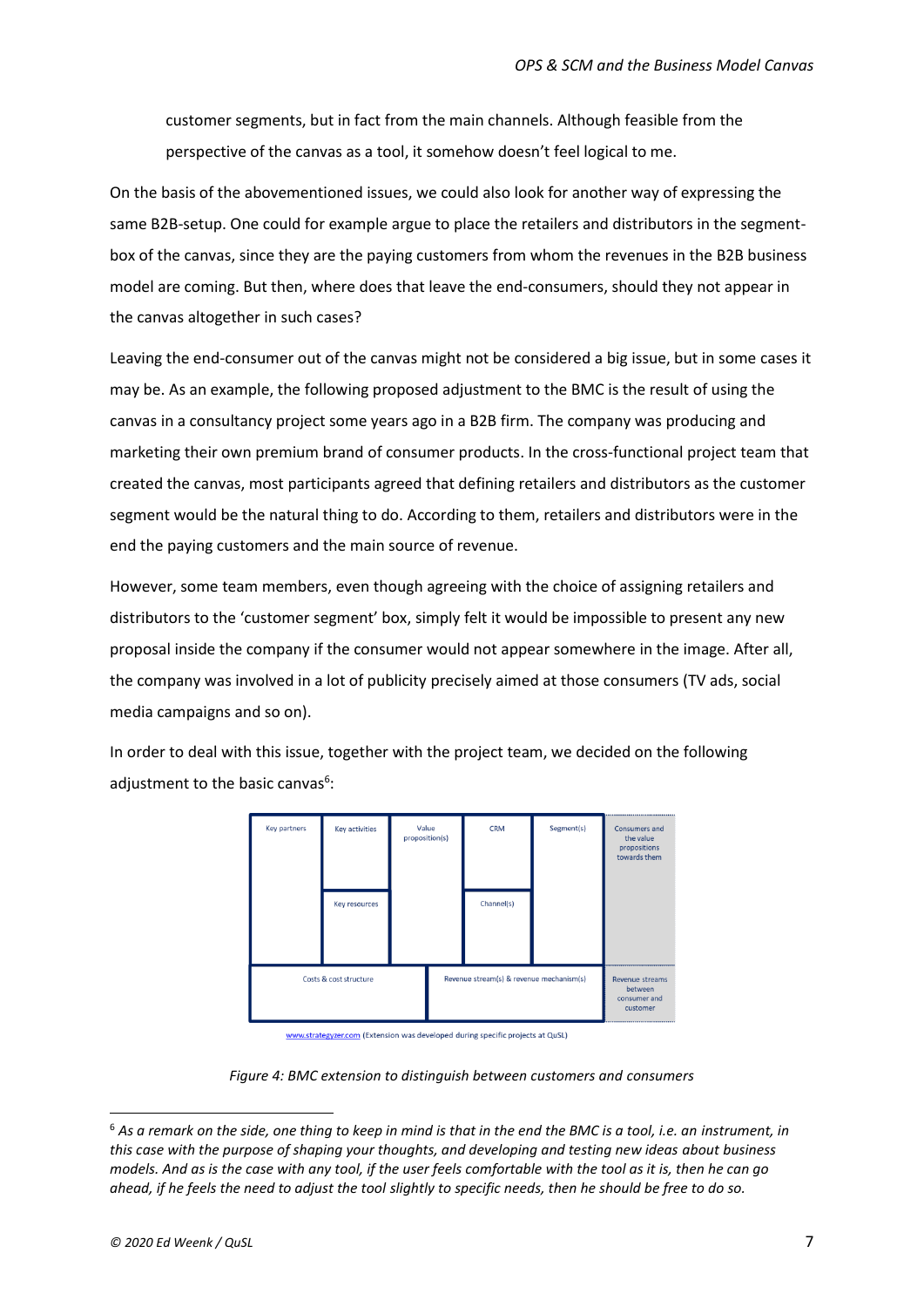customer segments, but in fact from the main channels. Although feasible from the perspective of the canvas as a tool, it somehow doesn't feel logical to me.

On the basis of the abovementioned issues, we could also look for another way of expressing the same B2B-setup. One could for example argue to place the retailers and distributors in the segment-box of the canvas, since they are the paying customers from whom the revenues in the B2B business model are coming. But then, where does that leave the end-consumers, should they not appear in the canvas altogether in such cases?

Leaving the end-consumer out of the canvas might not be considered a big issue, but in some cases it may be. As an example, the following proposed adjustment to the BMC is the result of using the canvas in a consultancy project some years ago in a B2B firm. The company was producing and marketing their own premium brand of consumer products. In the cross-functional project team that created the canvas, most participants agreed that defining retailers and distributors as the customer segment would be the natural thing to do. According to them, retailers and distributors were in the end the paying customers and the main source of revenue.

However, some team members, even though agreeing with the choice of assigning retailers and distributors to the 'customer segment' box, simply felt it would be impossible to present any new proposal inside the company if the consumer would not appear somewhere in the image. After all, the company was involved in a lot of publicity precisely aimed at those consumers (TV ads, social media campaigns and so on).

In order to deal with this issue, together with the project team, we decided on the following adjustment to the basic canvas[6]:

www.strategyzer.com (Extension was developed during specific projects at QuSL)

*Figure 4: BMC extension to distinguish between customers and consumers*

[6] *As a remark on the side, one thing to keep in mind is that in the end the BMC is a tool, i.e. an instrument, in this case with the purpose of shaping your thoughts, and developing and testing new ideas about business models. And as is the case with any tool, if the user feels comfortable with the tool as it is, then he can go ahead, if he feels the need to adjust the tool slightly to specific needs, then he should be free to do so.*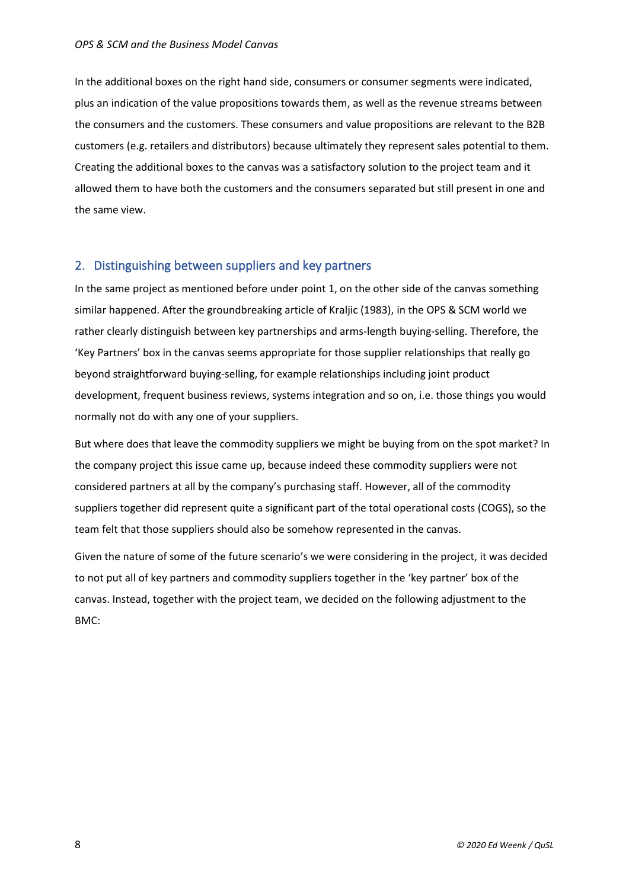In the additional boxes on the right hand side, consumers or consumer segments were indicated, plus an indication of the value propositions towards them, as well as the revenue streams between the consumers and the customers. These consumers and value propositions are relevant to the B2B customers (e.g. retailers and distributors) because ultimately they represent sales potential to them. Creating the additional boxes to the canvas was a satisfactory solution to the project team and it allowed them to have both the customers and the consumers separated but still present in one and the same view.

## 2. Distinguishing between suppliers and key partners

In the same project as mentioned before under point 1, on the other side of the canvas something similar happened. After the groundbreaking article of Kraljic (1983), in the OPS & SCM world we rather clearly distinguish between key partnerships and arms-length buying-selling. Therefore, the 'Key Partners' box in the canvas seems appropriate for those supplier relationships that really go beyond straightforward buying-selling, for example relationships including joint product development, frequent business reviews, systems integration and so on, i.e. those things you would normally not do with any one of your suppliers.

But where does that leave the commodity suppliers we might be buying from on the spot market? In the company project this issue came up, because indeed these commodity suppliers were not considered partners at all by the company's purchasing staff. However, all of the commodity suppliers together did represent quite a significant part of the total operational costs (COGS), so the team felt that those suppliers should also be somehow represented in the canvas.

Given the nature of some of the future scenario's we were considering in the project, it was decided to not put all of key partners and commodity suppliers together in the 'key partner' box of the canvas. Instead, together with the project team, we decided on the following adjustment to the BMC: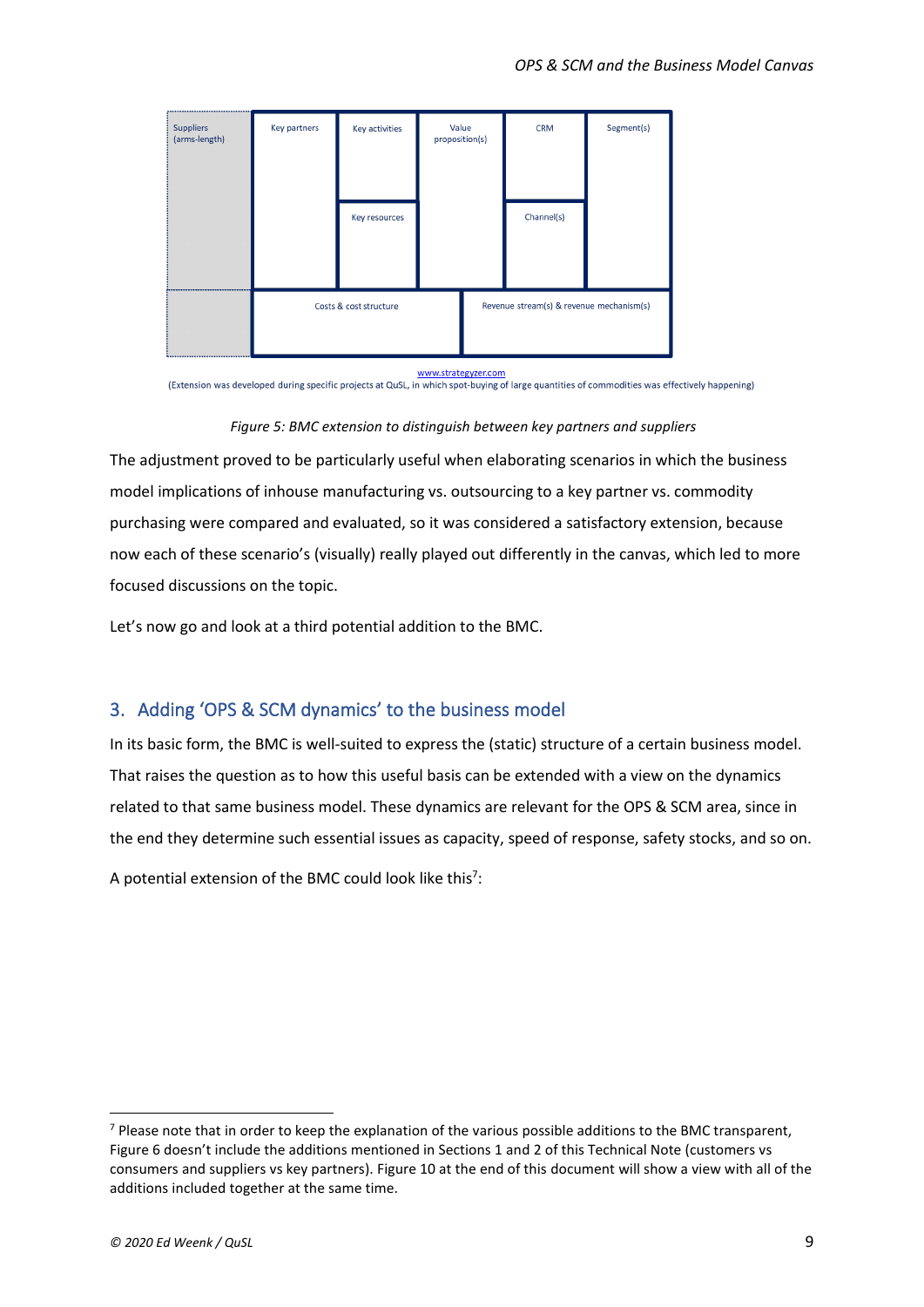| Suppliers (arms-length) | Key partners | Key activities | Value proposition(s) | CRM | Segment(s) |
|---|---|---|---|---|---|
| | | Key resources | | Channel(s) | |
| | Costs & cost structure | | Revenue stream(s) & revenue mechanism(s) | | |

www.strategyzer.com
(Extension was developed during specific projects at QuSL, in which spot-buying of large quantities of commodities was effectively happening)

*Figure 5: BMC extension to distinguish between key partners and suppliers*

The adjustment proved to be particularly useful when elaborating scenarios in which the business model implications of inhouse manufacturing vs. outsourcing to a key partner vs. commodity purchasing were compared and evaluated, so it was considered a satisfactory extension, because now each of these scenario's (visually) really played out differently in the canvas, which led to more focused discussions on the topic.

Let's now go and look at a third potential addition to the BMC.

## 3. Adding 'OPS & SCM dynamics' to the business model

In its basic form, the BMC is well-suited to express the (static) structure of a certain business model. That raises the question as to how this useful basis can be extended with a view on the dynamics related to that same business model. These dynamics are relevant for the OPS & SCM area, since in the end they determine such essential issues as capacity, speed of response, safety stocks, and so on.

A potential extension of the BMC could look like this[7]:

[7] Please note that in order to keep the explanation of the various possible additions to the BMC transparent, Figure 6 doesn't include the additions mentioned in Sections 1 and 2 of this Technical Note (customers vs consumers and suppliers vs key partners). Figure 10 at the end of this document will show a view with all of the additions included together at the same time.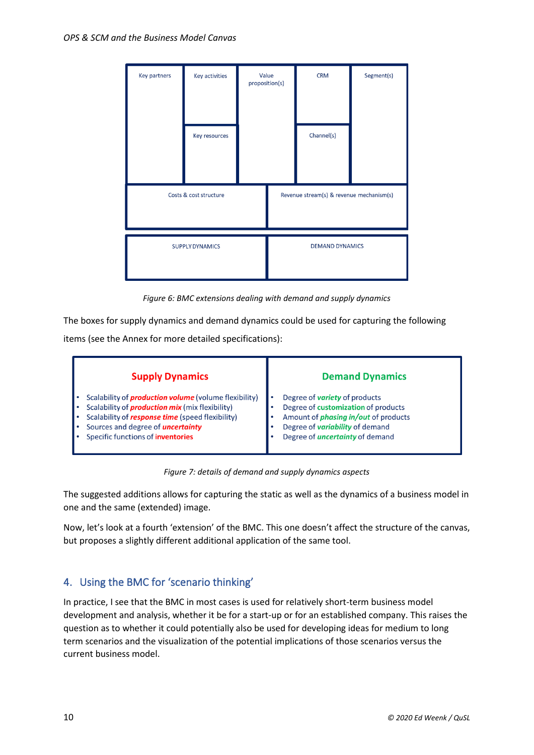| Key partners | Key activities | Value proposition(s) | CRM | Segment(s) |
|---|---|---|---|---|
| | Key resources | | Channel(s) | |
| Costs & cost structure | | Revenue stream(s) & revenue mechanism(s) | | |
| SUPPLY DYNAMICS | | DEMAND DYNAMICS | | |

*Figure 6: BMC extensions dealing with demand and supply dynamics*

The boxes for supply dynamics and demand dynamics could be used for capturing the following items (see the Annex for more detailed specifications):

| **Supply Dynamics** | **Demand Dynamics** |
|---|---|
| • Scalability of ***production volume*** (volume flexibility)<br>• Scalability of ***production mix*** (mix flexibility)<br>• Scalability of ***response time*** (speed flexibility)<br>• Sources and degree of ***uncertainty***<br>• Specific functions of **inventories** | • Degree of ***variety*** of products<br>• Degree of **customization** of products<br>• Amount of ***phasing in/out*** of products<br>• Degree of ***variability*** of demand<br>• Degree of ***uncertainty*** of demand |

*Figure 7: details of demand and supply dynamics aspects*

The suggested additions allows for capturing the static as well as the dynamics of a business model in one and the same (extended) image.

Now, let's look at a fourth 'extension' of the BMC. This one doesn't affect the structure of the canvas, but proposes a slightly different additional application of the same tool.

## 4. Using the BMC for 'scenario thinking'

In practice, I see that the BMC in most cases is used for relatively short-term business model development and analysis, whether it be for a start-up or for an established company. This raises the question as to whether it could potentially also be used for developing ideas for medium to long term scenarios and the visualization of the potential implications of those scenarios versus the current business model.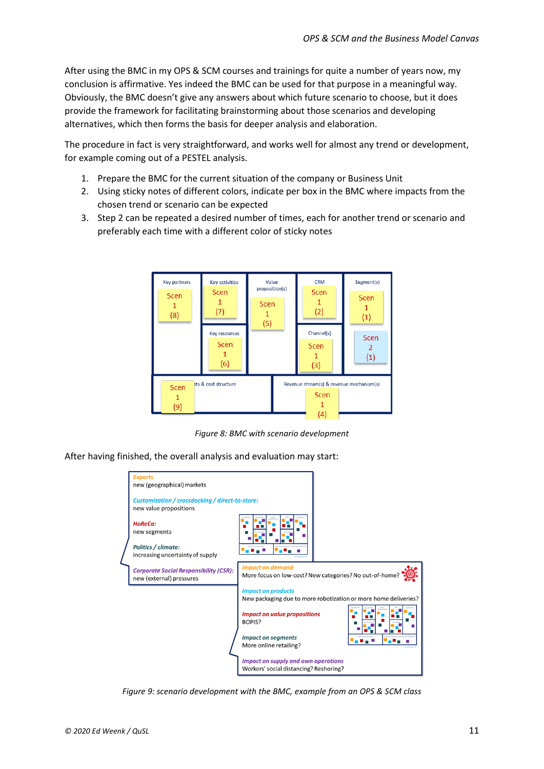After using the BMC in my OPS & SCM courses and trainings for quite a number of years now, my conclusion is affirmative. Yes indeed the BMC can be used for that purpose in a meaningful way. Obviously, the BMC doesn't give any answers about which future scenario to choose, but it does provide the framework for facilitating brainstorming about those scenarios and developing alternatives, which then forms the basis for deeper analysis and elaboration.

The procedure in fact is very straightforward, and works well for almost any trend or development, for example coming out of a PESTEL analysis.

1. Prepare the BMC for the current situation of the company or Business Unit
2. Using sticky notes of different colors, indicate per box in the BMC where impacts from the chosen trend or scenario can be expected
3. Step 2 can be repeated a desired number of times, each for another trend or scenario and preferably each time with a different color of sticky notes

*Figure 8: BMC with scenario development*

After having finished, the overall analysis and evaluation may start:

*Figure 9: scenario development with the BMC, example from an OPS & SCM class*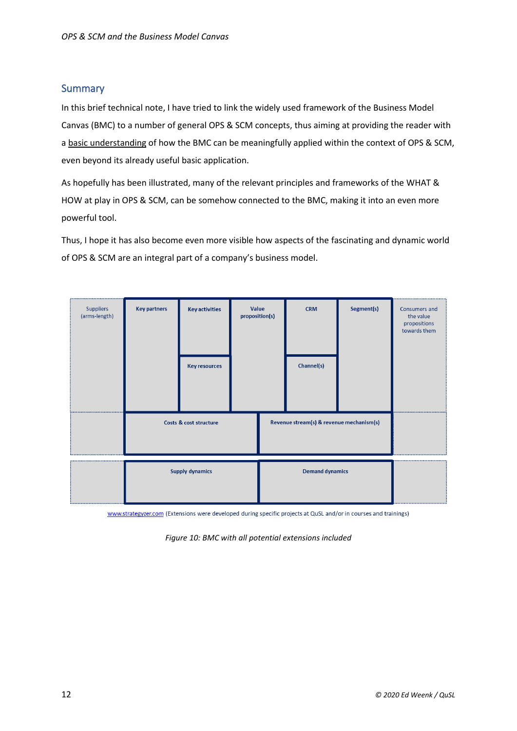## Summary

In this brief technical note, I have tried to link the widely used framework of the Business Model Canvas (BMC) to a number of general OPS & SCM concepts, thus aiming at providing the reader with a basic understanding of how the BMC can be meaningfully applied within the context of OPS & SCM, even beyond its already useful basic application.

As hopefully has been illustrated, many of the relevant principles and frameworks of the WHAT & HOW at play in OPS & SCM, can be somehow connected to the BMC, making it into an even more powerful tool.

Thus, I hope it has also become even more visible how aspects of the fascinating and dynamic world of OPS & SCM are an integral part of a company's business model.

| Suppliers (arms-length) | Key partners | Key activities / Key resources | Value proposition(s) | CRM / Channel(s) | Segment(s) | Consumers and the value propositions towards them |
|---|---|---|---|---|---|---|
| | Costs & cost structure | | | Revenue stream(s) & revenue mechanism(s) | | |
| | Supply dynamics | | | Demand dynamics | | |

www.strategyzer.com (Extensions were developed during specific projects at QuSL and/or in courses and trainings)

*Figure 10: BMC with all potential extensions included*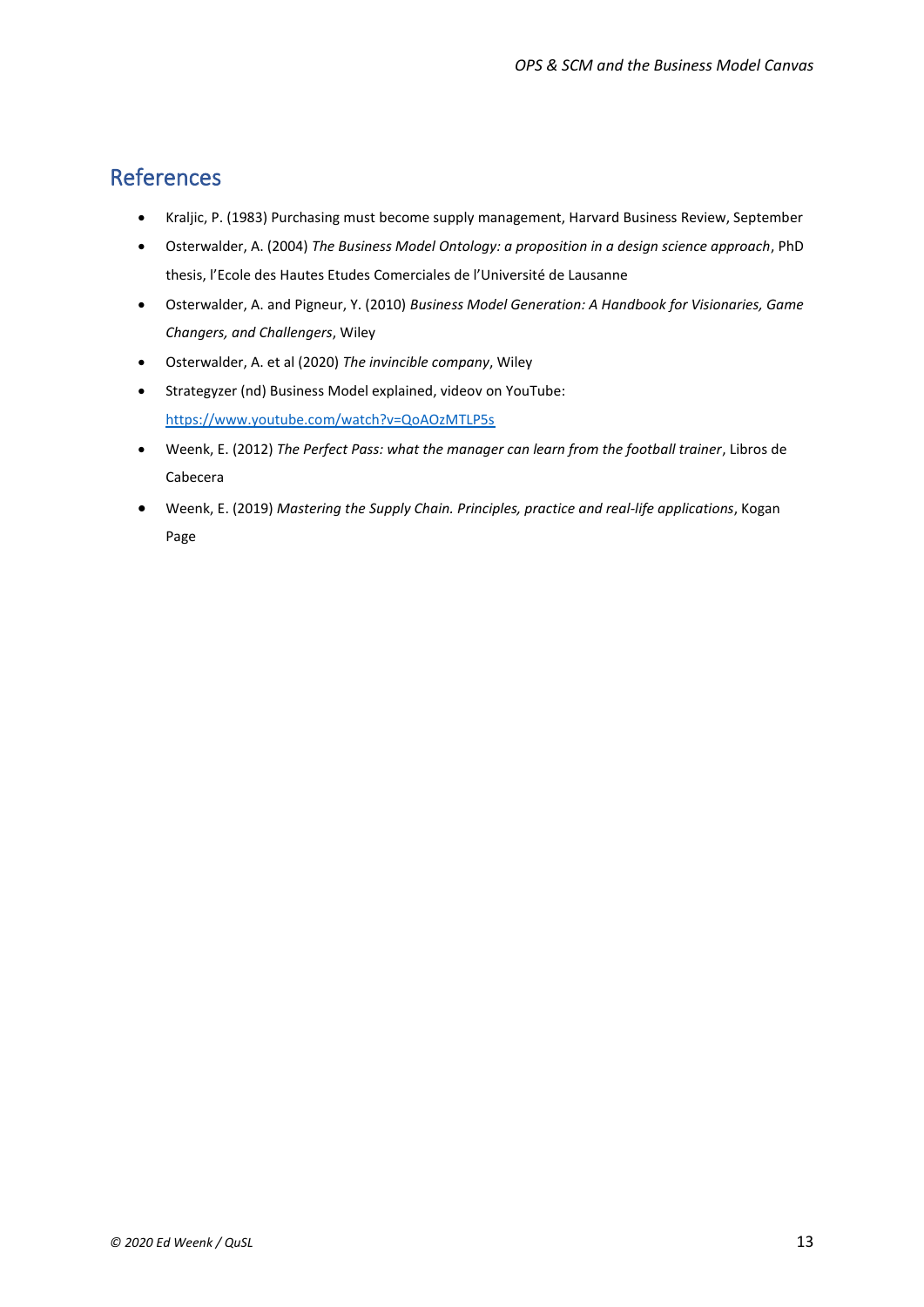## References

- Kraljic, P. (1983) Purchasing must become supply management, Harvard Business Review, September
- Osterwalder, A. (2004) *The Business Model Ontology: a proposition in a design science approach*, PhD thesis, l'Ecole des Hautes Etudes Comerciales de l'Université de Lausanne
- Osterwalder, A. and Pigneur, Y. (2010) *Business Model Generation: A Handbook for Visionaries, Game Changers, and Challengers*, Wiley
- Osterwalder, A. et al (2020) *The invincible company*, Wiley
- Strategyzer (nd) Business Model explained, videov on YouTube: https://www.youtube.com/watch?v=QoAOzMTLP5s
- Weenk, E. (2012) *The Perfect Pass: what the manager can learn from the football trainer*, Libros de Cabecera
- Weenk, E. (2019) *Mastering the Supply Chain. Principles, practice and real-life applications*, Kogan Page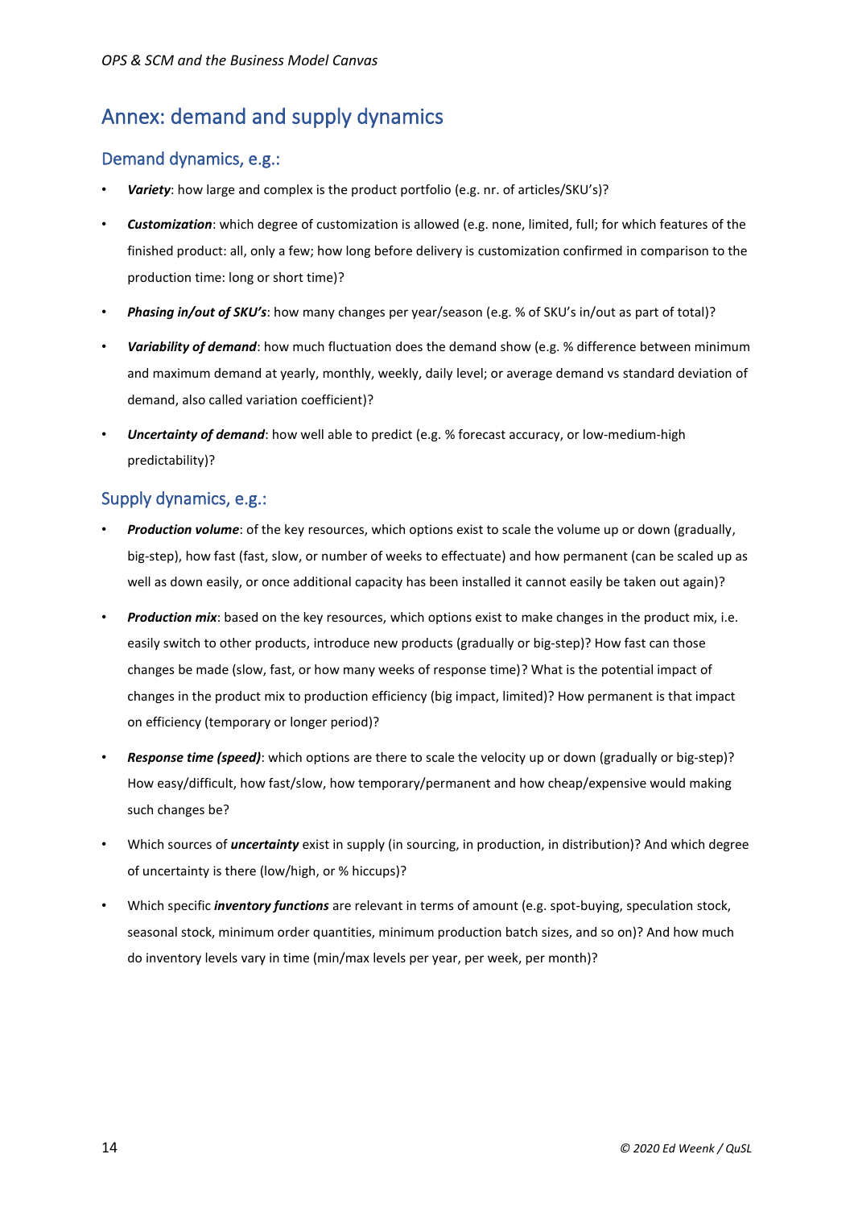# Annex: demand and supply dynamics

## Demand dynamics, e.g.:

- ***Variety***: how large and complex is the product portfolio (e.g. nr. of articles/SKU's)?
- ***Customization***: which degree of customization is allowed (e.g. none, limited, full; for which features of the finished product: all, only a few; how long before delivery is customization confirmed in comparison to the production time: long or short time)?
- ***Phasing in/out of SKU's***: how many changes per year/season (e.g. % of SKU's in/out as part of total)?
- ***Variability of demand***: how much fluctuation does the demand show (e.g. % difference between minimum and maximum demand at yearly, monthly, weekly, daily level; or average demand vs standard deviation of demand, also called variation coefficient)?
- ***Uncertainty of demand***: how well able to predict (e.g. % forecast accuracy, or low-medium-high predictability)?

## Supply dynamics, e.g.:

- ***Production volume***: of the key resources, which options exist to scale the volume up or down (gradually, big-step), how fast (fast, slow, or number of weeks to effectuate) and how permanent (can be scaled up as well as down easily, or once additional capacity has been installed it cannot easily be taken out again)?
- ***Production mix***: based on the key resources, which options exist to make changes in the product mix, i.e. easily switch to other products, introduce new products (gradually or big-step)? How fast can those changes be made (slow, fast, or how many weeks of response time)? What is the potential impact of changes in the product mix to production efficiency (big impact, limited)? How permanent is that impact on efficiency (temporary or longer period)?
- ***Response time (speed)***: which options are there to scale the velocity up or down (gradually or big-step)? How easy/difficult, how fast/slow, how temporary/permanent and how cheap/expensive would making such changes be?
- Which sources of ***uncertainty*** exist in supply (in sourcing, in production, in distribution)? And which degree of uncertainty is there (low/high, or % hiccups)?
- Which specific ***inventory functions*** are relevant in terms of amount (e.g. spot-buying, speculation stock, seasonal stock, minimum order quantities, minimum production batch sizes, and so on)? And how much do inventory levels vary in time (min/max levels per year, per week, per month)?